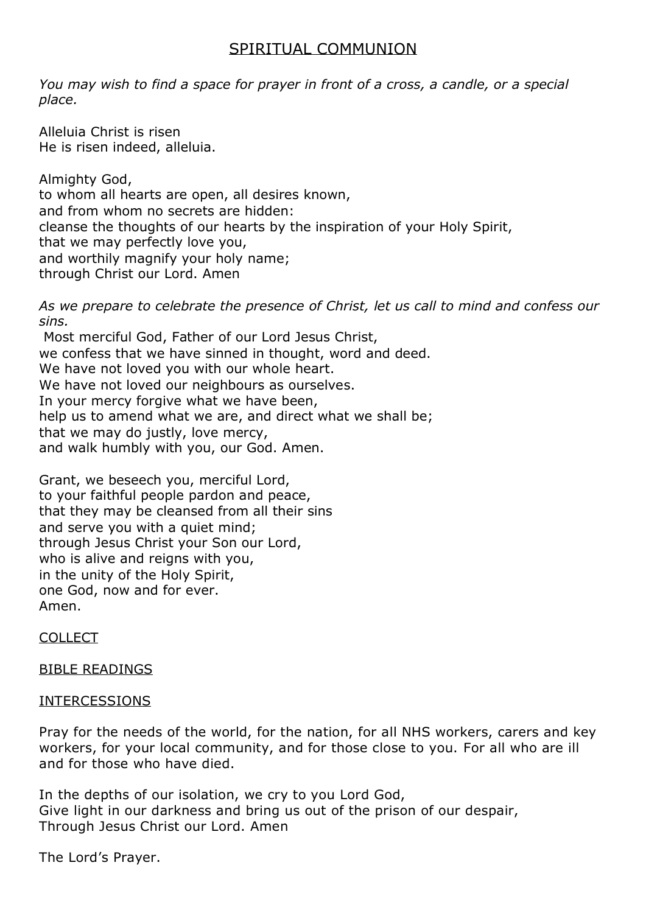# SPIRITUAL COMMUNION

*You may wish to find a space for prayer in front of a cross, a candle, or a special place.*

Alleluia Christ is risen
He is risen indeed, alleluia.

Almighty God,
to whom all hearts are open, all desires known,
and from whom no secrets are hidden:
cleanse the thoughts of our hearts by the inspiration of your Holy Spirit,
that we may perfectly love you,
and worthily magnify your holy name;
through Christ our Lord. Amen

*As we prepare to celebrate the presence of Christ, let us call to mind and confess our sins.*

Most merciful God, Father of our Lord Jesus Christ,
we confess that we have sinned in thought, word and deed.
We have not loved you with our whole heart.
We have not loved our neighbours as ourselves.
In your mercy forgive what we have been,
help us to amend what we are, and direct what we shall be;
that we may do justly, love mercy,
and walk humbly with you, our God. Amen.

Grant, we beseech you, merciful Lord,
to your faithful people pardon and peace,
that they may be cleansed from all their sins
and serve you with a quiet mind;
through Jesus Christ your Son our Lord,
who is alive and reigns with you,
in the unity of the Holy Spirit,
one God, now and for ever.
Amen.

## COLLECT

## BIBLE READINGS

## INTERCESSIONS

Pray for the needs of the world, for the nation, for all NHS workers, carers and key workers, for your local community, and for those close to you. For all who are ill and for those who have died.

In the depths of our isolation, we cry to you Lord God,
Give light in our darkness and bring us out of the prison of our despair,
Through Jesus Christ our Lord. Amen

The Lord's Prayer.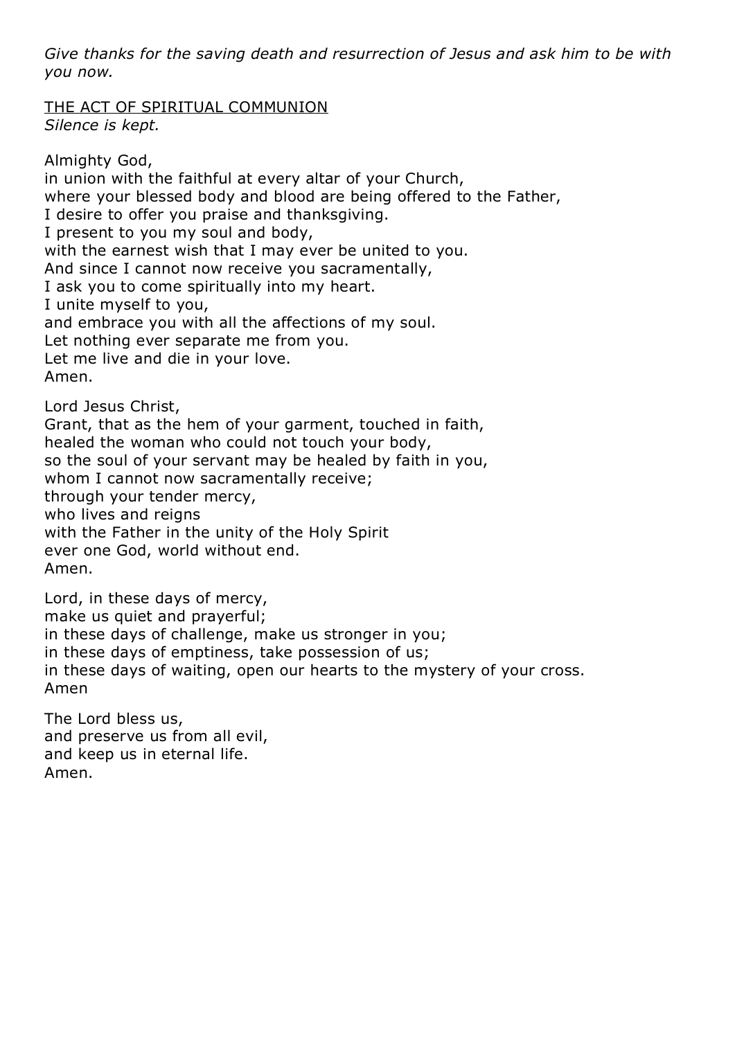*Give thanks for the saving death and resurrection of Jesus and ask him to be with you now.*

THE ACT OF SPIRITUAL COMMUNION

*Silence is kept.*

Almighty God,
in union with the faithful at every altar of your Church,
where your blessed body and blood are being offered to the Father,
I desire to offer you praise and thanksgiving.
I present to you my soul and body,
with the earnest wish that I may ever be united to you.
And since I cannot now receive you sacramentally,
I ask you to come spiritually into my heart.
I unite myself to you,
and embrace you with all the affections of my soul.
Let nothing ever separate me from you.
Let me live and die in your love.
Amen.

Lord Jesus Christ,
Grant, that as the hem of your garment, touched in faith,
healed the woman who could not touch your body,
so the soul of your servant may be healed by faith in you,
whom I cannot now sacramentally receive;
through your tender mercy,
who lives and reigns
with the Father in the unity of the Holy Spirit
ever one God, world without end.
Amen.

Lord, in these days of mercy,
make us quiet and prayerful;
in these days of challenge, make us stronger in you;
in these days of emptiness, take possession of us;
in these days of waiting, open our hearts to the mystery of your cross.
Amen

The Lord bless us,
and preserve us from all evil,
and keep us in eternal life.
Amen.